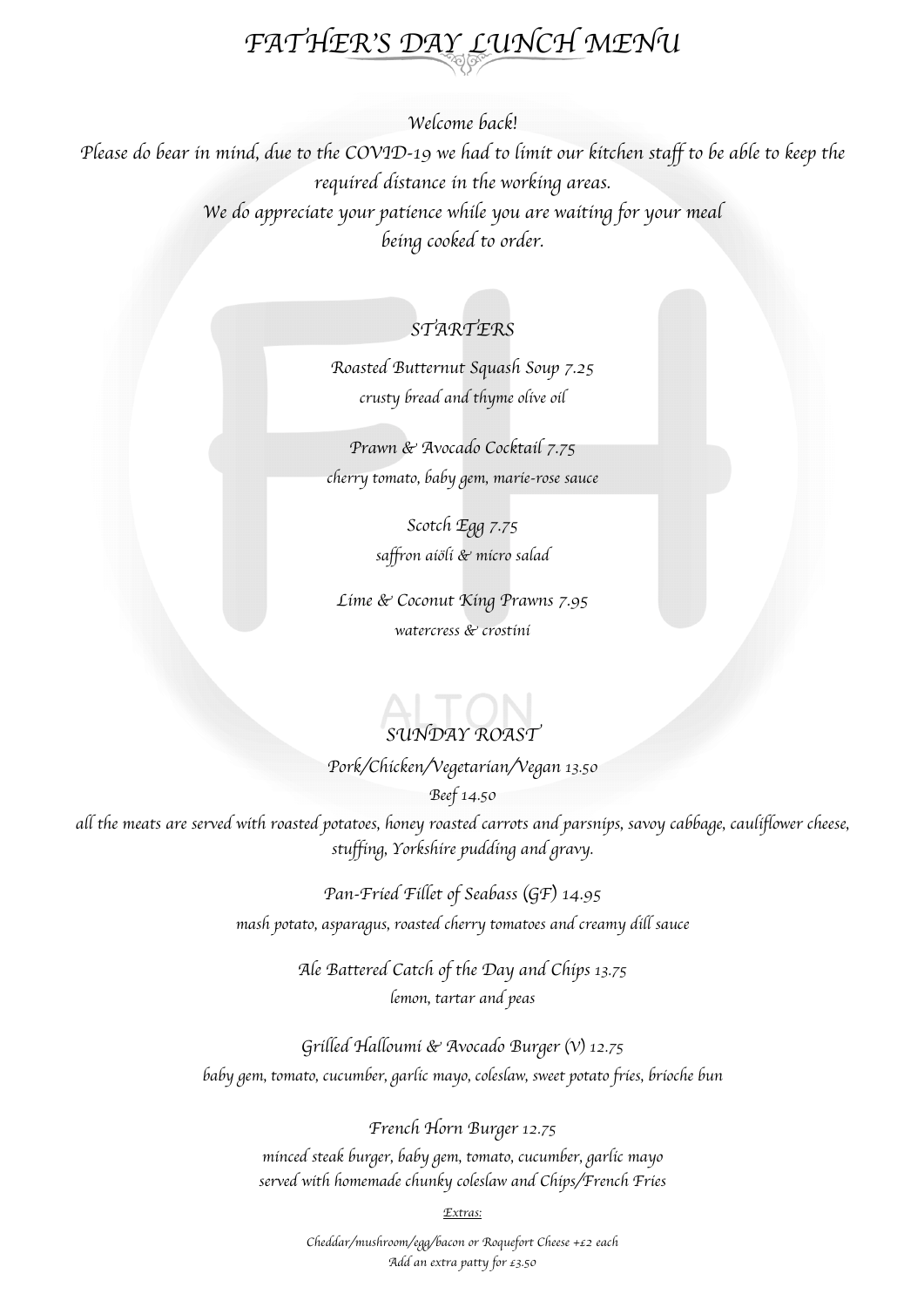# FATHER'S DAY LUNCH MENU

*Welcome back!*
*Please do bear in mind, due to the COVID-19 we had to limit our kitchen staff to be able to keep the required distance in the working areas.*
*We do appreciate your patience while you are waiting for your meal being cooked to order.*

## STARTERS

Roasted Butternut Squash Soup 7.25
*crusty bread and thyme olive oil*

Prawn & Avocado Cocktail 7.75
*cherry tomato, baby gem, marie-rose sauce*

Scotch Egg 7.75
*saffron aïoli & micro salad*

Lime & Coconut King Prawns 7.95
*watercress & crostini*

## SUNDAY ROAST

Pork/Chicken/Vegetarian/Vegan 13.50
Beef 14.50
*all the meats are served with roasted potatoes, honey roasted carrots and parsnips, savoy cabbage, cauliflower cheese, stuffing, Yorkshire pudding and gravy.*

Pan-Fried Fillet of Seabass (GF) 14.95
*mash potato, asparagus, roasted cherry tomatoes and creamy dill sauce*

Ale Battered Catch of the Day and Chips 13.75
*lemon, tartar and peas*

Grilled Halloumi & Avocado Burger (V) 12.75
*baby gem, tomato, cucumber, garlic mayo, coleslaw, sweet potato fries, brioche bun*

French Horn Burger 12.75
*minced steak burger, baby gem, tomato, cucumber, garlic mayo*
*served with homemade chunky coleslaw and Chips/French Fries*

Extras:

Cheddar/mushroom/egg/bacon or Roquefort Cheese +£2 each
Add an extra patty for £3.50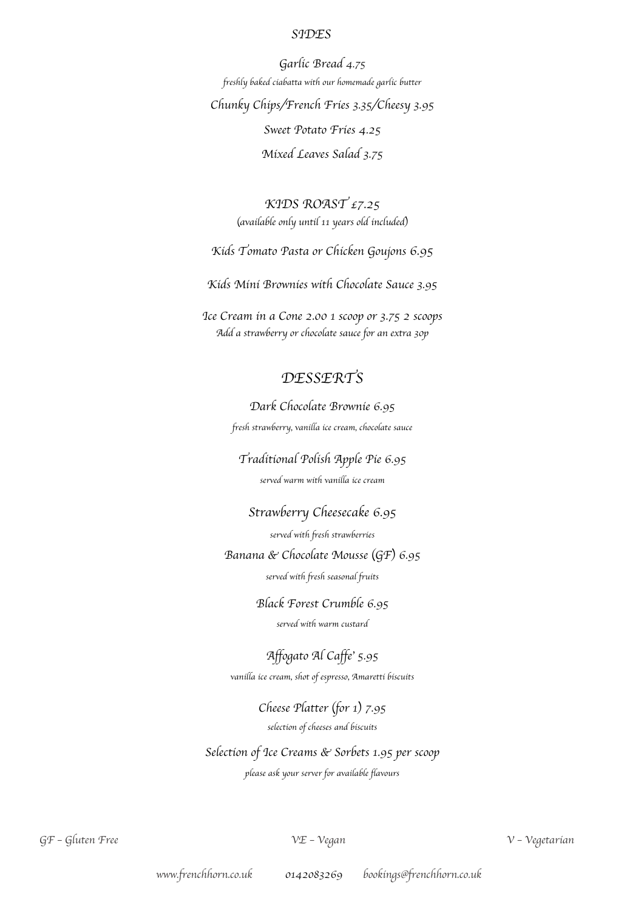## SIDES

*Garlic Bread 4.75*
*freshly baked ciabatta with our homemade garlic butter*

*Chunky Chips/French Fries 3.35/Cheesy 3.95*

*Sweet Potato Fries 4.25*

*Mixed Leaves Salad 3.75*

## KIDS ROAST £7.25

*(available only until 11 years old included)*

*Kids Tomato Pasta or Chicken Goujons 6.95*

*Kids Mini Brownies with Chocolate Sauce 3.95*

*Ice Cream in a Cone 2.00 1 scoop or 3.75 2 scoops*
*Add a strawberry or chocolate sauce for an extra 30p*

## DESSERTS

*Dark Chocolate Brownie 6.95*
*fresh strawberry, vanilla ice cream, chocolate sauce*

*Traditional Polish Apple Pie 6.95*
*served warm with vanilla ice cream*

*Strawberry Cheesecake 6.95*
*served with fresh strawberries*

*Banana & Chocolate Mousse (GF) 6.95*
*served with fresh seasonal fruits*

*Black Forest Crumble 6.95*
*served with warm custard*

*Affogato Al Caffe' 5.95*
*vanilla ice cream, shot of espresso, Amaretti biscuits*

*Cheese Platter (for 1) 7.95*
*selection of cheeses and biscuits*

*Selection of Ice Creams & Sorbets 1.95 per scoop*
*please ask your server for available flavours*

GF – Gluten Free VE – Vegan V – Vegetarian

www.frenchhorn.co.uk 0142083269 bookings@frenchhorn.co.uk